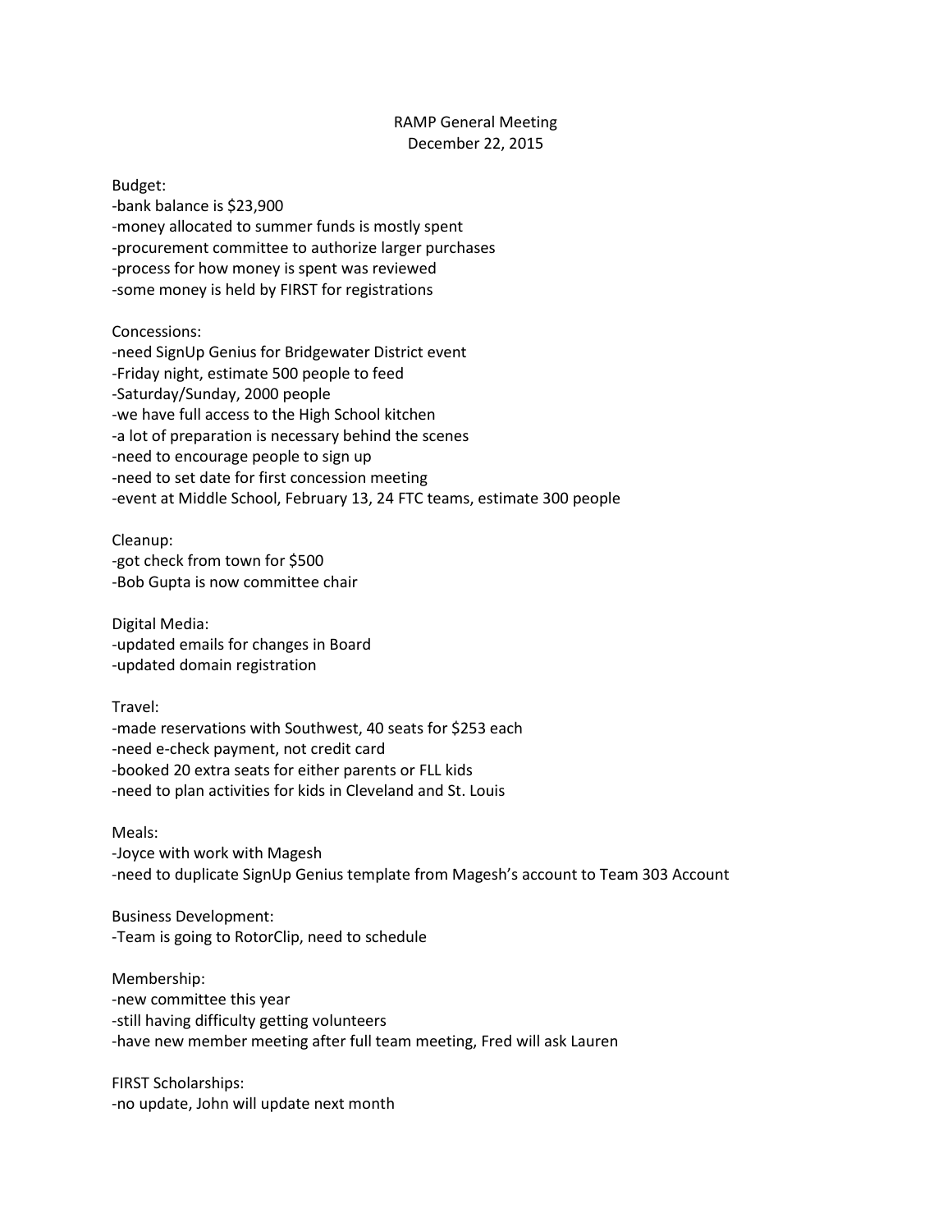# RAMP General Meeting
## December 22, 2015

Budget:
-bank balance is $23,900
-money allocated to summer funds is mostly spent
-procurement committee to authorize larger purchases
-process for how money is spent was reviewed
-some money is held by FIRST for registrations

Concessions:
-need SignUp Genius for Bridgewater District event
-Friday night, estimate 500 people to feed
-Saturday/Sunday, 2000 people
-we have full access to the High School kitchen
-a lot of preparation is necessary behind the scenes
-need to encourage people to sign up
-need to set date for first concession meeting
-event at Middle School, February 13, 24 FTC teams, estimate 300 people

Cleanup:
-got check from town for $500
-Bob Gupta is now committee chair

Digital Media:
-updated emails for changes in Board
-updated domain registration

Travel:
-made reservations with Southwest, 40 seats for $253 each
-need e-check payment, not credit card
-booked 20 extra seats for either parents or FLL kids
-need to plan activities for kids in Cleveland and St. Louis

Meals:
-Joyce with work with Magesh
-need to duplicate SignUp Genius template from Magesh's account to Team 303 Account

Business Development:
-Team is going to RotorClip, need to schedule

Membership:
-new committee this year
-still having difficulty getting volunteers
-have new member meeting after full team meeting, Fred will ask Lauren

FIRST Scholarships:
-no update, John will update next month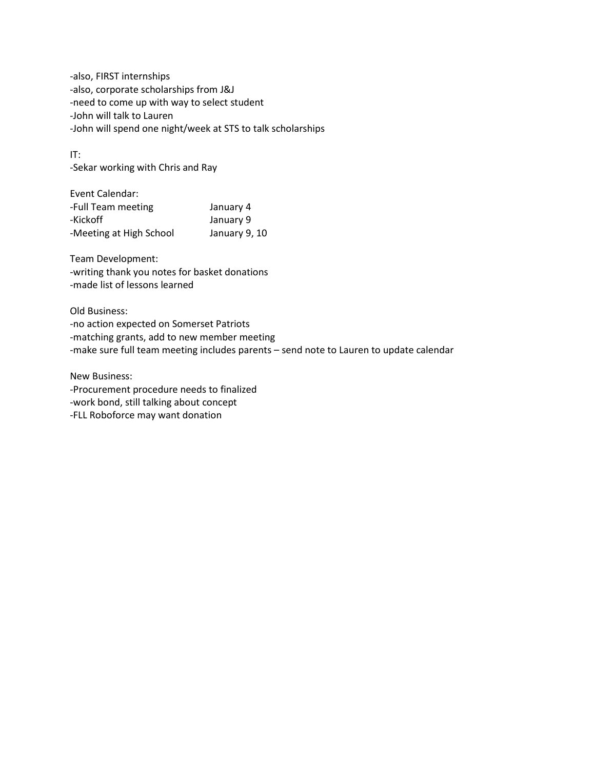-also, FIRST internships
-also, corporate scholarships from J&J
-need to come up with way to select student
-John will talk to Lauren
-John will spend one night/week at STS to talk scholarships

IT:
-Sekar working with Chris and Ray

Event Calendar:

| | |
|---|---|
| -Full Team meeting | January 4 |
| -Kickoff | January 9 |
| -Meeting at High School | January 9, 10 |

Team Development:
-writing thank you notes for basket donations
-made list of lessons learned

Old Business:
-no action expected on Somerset Patriots
-matching grants, add to new member meeting
-make sure full team meeting includes parents – send note to Lauren to update calendar

New Business:
-Procurement procedure needs to finalized
-work bond, still talking about concept
-FLL Roboforce may want donation